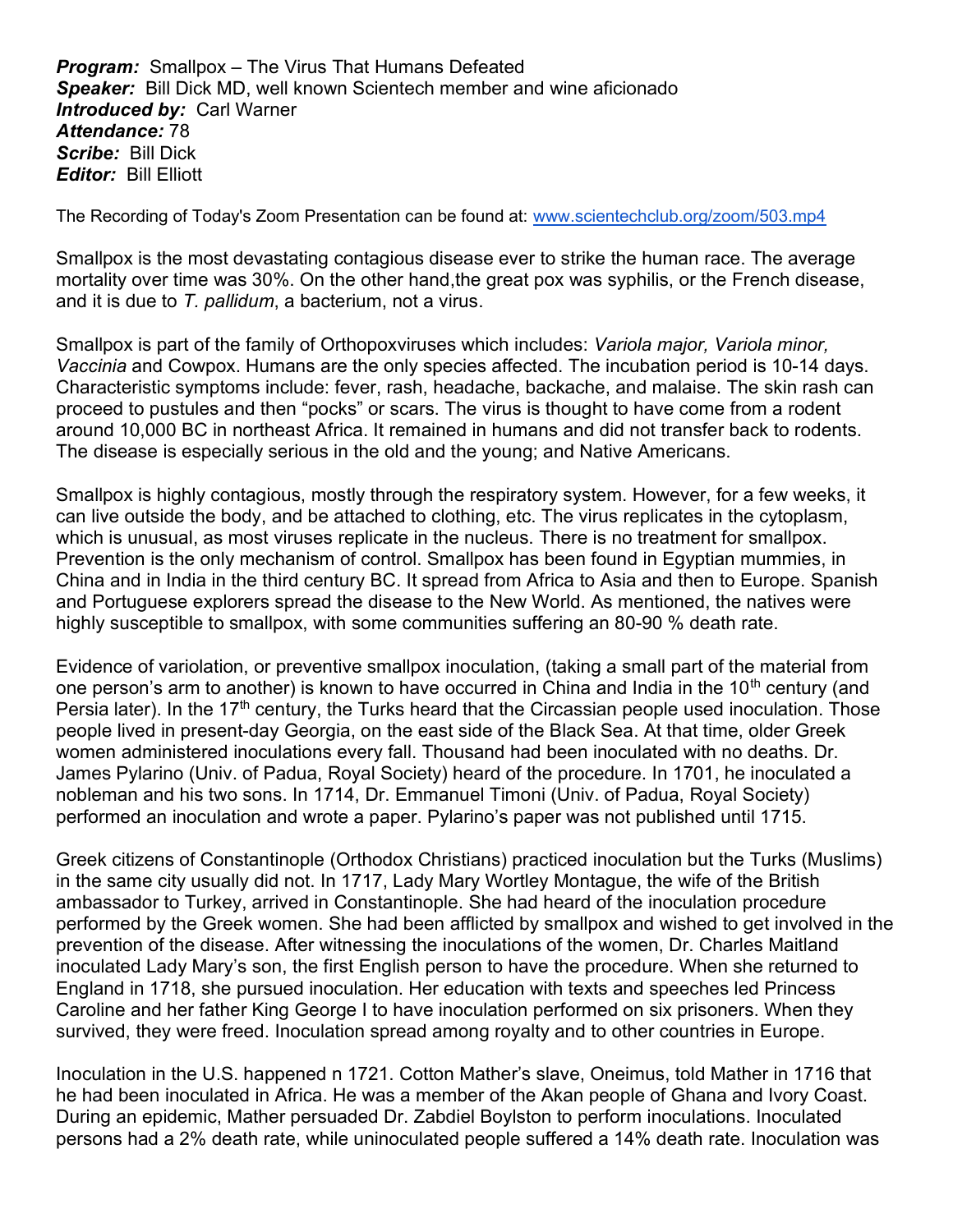***Program:*** Smallpox – The Virus That Humans Defeated
***Speaker:*** Bill Dick MD, well known Scientech member and wine aficionado
***Introduced by:*** Carl Warner
***Attendance:*** 78
***Scribe:*** Bill Dick
***Editor:*** Bill Elliott

The Recording of Today's Zoom Presentation can be found at: [www.scientechclub.org/zoom/503.mp4](www.scientechclub.org/zoom/503.mp4)

Smallpox is the most devastating contagious disease ever to strike the human race. The average mortality over time was 30%. On the other hand,the great pox was syphilis, or the French disease, and it is due to *T. pallidum*, a bacterium, not a virus.

Smallpox is part of the family of Orthopoxviruses which includes: *Variola major, Variola minor, Vaccinia* and Cowpox. Humans are the only species affected. The incubation period is 10-14 days. Characteristic symptoms include: fever, rash, headache, backache, and malaise. The skin rash can proceed to pustules and then "pocks" or scars. The virus is thought to have come from a rodent around 10,000 BC in northeast Africa. It remained in humans and did not transfer back to rodents. The disease is especially serious in the old and the young; and Native Americans.

Smallpox is highly contagious, mostly through the respiratory system. However, for a few weeks, it can live outside the body, and be attached to clothing, etc. The virus replicates in the cytoplasm, which is unusual, as most viruses replicate in the nucleus. There is no treatment for smallpox. Prevention is the only mechanism of control. Smallpox has been found in Egyptian mummies, in China and in India in the third century BC. It spread from Africa to Asia and then to Europe. Spanish and Portuguese explorers spread the disease to the New World. As mentioned, the natives were highly susceptible to smallpox, with some communities suffering an 80-90 % death rate.

Evidence of variolation, or preventive smallpox inoculation, (taking a small part of the material from one person's arm to another) is known to have occurred in China and India in the 10th century (and Persia later). In the 17th century, the Turks heard that the Circassian people used inoculation. Those people lived in present-day Georgia, on the east side of the Black Sea. At that time, older Greek women administered inoculations every fall. Thousand had been inoculated with no deaths. Dr. James Pylarino (Univ. of Padua, Royal Society) heard of the procedure. In 1701, he inoculated a nobleman and his two sons. In 1714, Dr. Emmanuel Timoni (Univ. of Padua, Royal Society) performed an inoculation and wrote a paper. Pylarino's paper was not published until 1715.

Greek citizens of Constantinople (Orthodox Christians) practiced inoculation but the Turks (Muslims) in the same city usually did not. In 1717, Lady Mary Wortley Montague, the wife of the British ambassador to Turkey, arrived in Constantinople. She had heard of the inoculation procedure performed by the Greek women. She had been afflicted by smallpox and wished to get involved in the prevention of the disease. After witnessing the inoculations of the women, Dr. Charles Maitland inoculated Lady Mary's son, the first English person to have the procedure. When she returned to England in 1718, she pursued inoculation. Her education with texts and speeches led Princess Caroline and her father King George I to have inoculation performed on six prisoners. When they survived, they were freed. Inoculation spread among royalty and to other countries in Europe.

Inoculation in the U.S. happened n 1721. Cotton Mather's slave, Oneimus, told Mather in 1716 that he had been inoculated in Africa. He was a member of the Akan people of Ghana and Ivory Coast. During an epidemic, Mather persuaded Dr. Zabdiel Boylston to perform inoculations. Inoculated persons had a 2% death rate, while uninoculated people suffered a 14% death rate. Inoculation was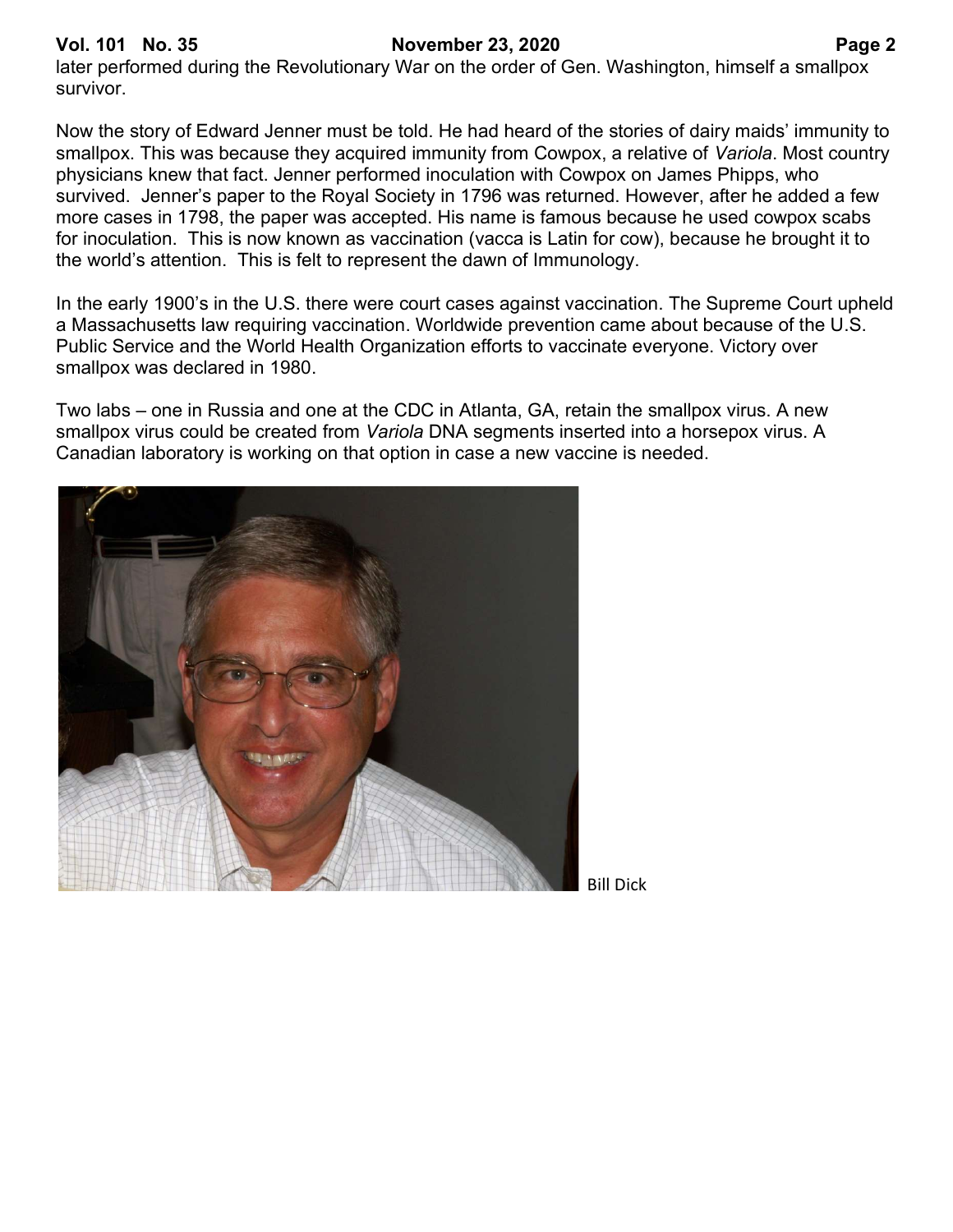later performed during the Revolutionary War on the order of Gen. Washington, himself a smallpox survivor.

Now the story of Edward Jenner must be told. He had heard of the stories of dairy maids' immunity to smallpox. This was because they acquired immunity from Cowpox, a relative of *Variola*. Most country physicians knew that fact. Jenner performed inoculation with Cowpox on James Phipps, who survived. Jenner's paper to the Royal Society in 1796 was returned. However, after he added a few more cases in 1798, the paper was accepted. His name is famous because he used cowpox scabs for inoculation. This is now known as vaccination (vacca is Latin for cow), because he brought it to the world's attention. This is felt to represent the dawn of Immunology.

In the early 1900's in the U.S. there were court cases against vaccination. The Supreme Court upheld a Massachusetts law requiring vaccination. Worldwide prevention came about because of the U.S. Public Service and the World Health Organization efforts to vaccinate everyone. Victory over smallpox was declared in 1980.

Two labs – one in Russia and one at the CDC in Atlanta, GA, retain the smallpox virus. A new smallpox virus could be created from *Variola* DNA segments inserted into a horsepox virus. A Canadian laboratory is working on that option in case a new vaccine is needed.

Bill Dick